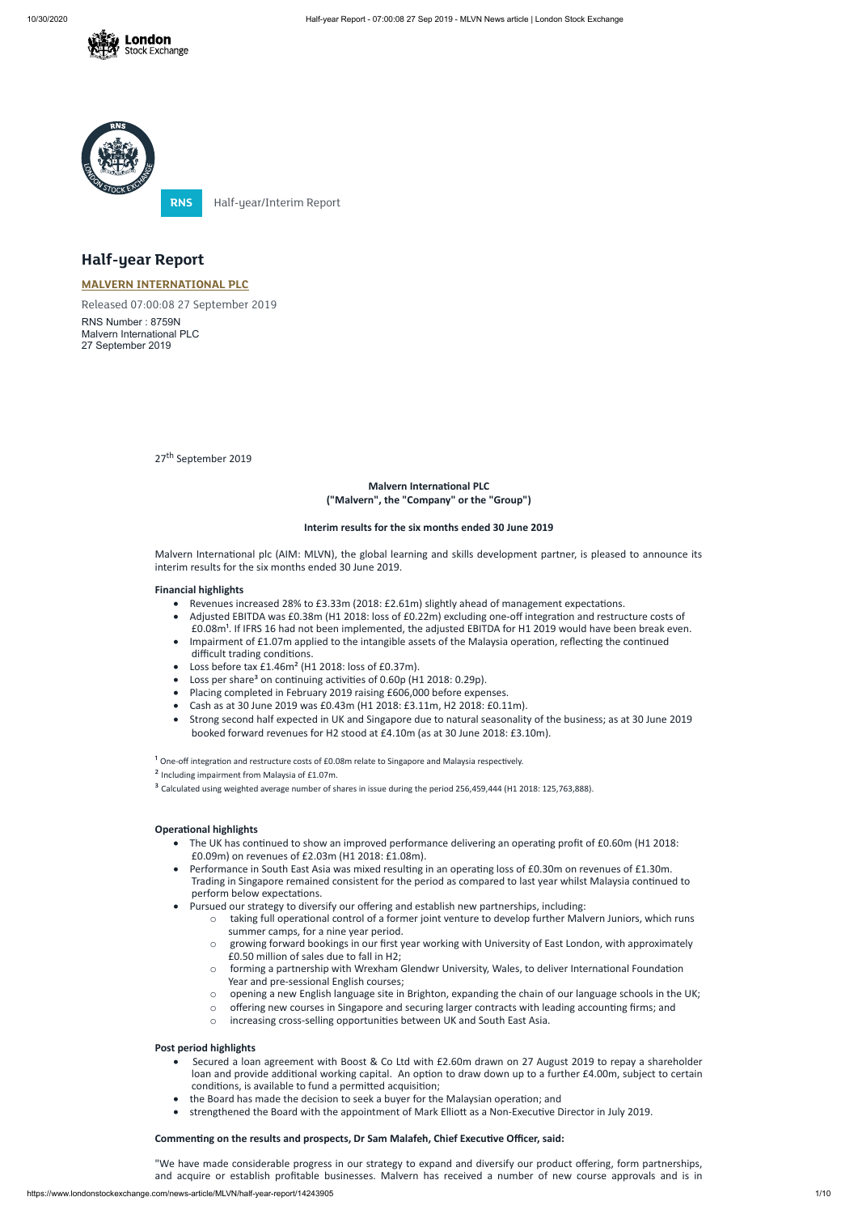RNS Half-year/Interim Report

# Half-year Report

## MALVERN INTERNATIONAL PLC

Released 07:00:08 27 September 2019

RNS Number : 8759N
Malvern International PLC
27 September 2019

27th September 2019

**Malvern International PLC**
**("Malvern", the "Company" or the "Group")**

**Interim results for the six months ended 30 June 2019**

Malvern International plc (AIM: MLVN), the global learning and skills development partner, is pleased to announce its interim results for the six months ended 30 June 2019.

**Financial highlights**

- Revenues increased 28% to £3.33m (2018: £2.61m) slightly ahead of management expectations.
- Adjusted EBITDA was £0.38m (H1 2018: loss of £0.22m) excluding one-off integration and restructure costs of £0.08m[1]. If IFRS 16 had not been implemented, the adjusted EBITDA for H1 2019 would have been break even.
- Impairment of £1.07m applied to the intangible assets of the Malaysia operation, reflecting the continued difficult trading conditions.
- Loss before tax £1.46m[2] (H1 2018: loss of £0.37m).
- Loss per share[3] on continuing activities of 0.60p (H1 2018: 0.29p).
- Placing completed in February 2019 raising £606,000 before expenses.
- Cash as at 30 June 2019 was £0.43m (H1 2018: £3.11m, H2 2018: £0.11m).
- Strong second half expected in UK and Singapore due to natural seasonality of the business; as at 30 June 2019 booked forward revenues for H2 stood at £4.10m (as at 30 June 2018: £3.10m).

[1] One-off integration and restructure costs of £0.08m relate to Singapore and Malaysia respectively.

[2] Including impairment from Malaysia of £1.07m.

[3] Calculated using weighted average number of shares in issue during the period 256,459,444 (H1 2018: 125,763,888).

**Operational highlights**

- The UK has continued to show an improved performance delivering an operating profit of £0.60m (H1 2018: £0.09m) on revenues of £2.03m (H1 2018: £1.08m).
- Performance in South East Asia was mixed resulting in an operating loss of £0.30m on revenues of £1.30m. Trading in Singapore remained consistent for the period as compared to last year whilst Malaysia continued to perform below expectations.
- Pursued our strategy to diversify our offering and establish new partnerships, including:
    - taking full operational control of a former joint venture to develop further Malvern Juniors, which runs summer camps, for a nine year period.
    - growing forward bookings in our first year working with University of East London, with approximately £0.50 million of sales due to fall in H2;
    - forming a partnership with Wrexham Glendwr University, Wales, to deliver International Foundation Year and pre-sessional English courses;
    - opening a new English language site in Brighton, expanding the chain of our language schools in the UK;
    - offering new courses in Singapore and securing larger contracts with leading accounting firms; and
    - increasing cross-selling opportunities between UK and South East Asia.

**Post period highlights**

- Secured a loan agreement with Boost & Co Ltd with £2.60m drawn on 27 August 2019 to repay a shareholder loan and provide additional working capital. An option to draw down up to a further £4.00m, subject to certain conditions, is available to fund a permitted acquisition;
- the Board has made the decision to seek a buyer for the Malaysian operation; and
- strengthened the Board with the appointment of Mark Elliott as a Non-Executive Director in July 2019.

**Commenting on the results and prospects, Dr Sam Malafeh, Chief Executive Officer, said:**

"We have made considerable progress in our strategy to expand and diversify our product offering, form partnerships, and acquire or establish profitable businesses. Malvern has received a number of new course approvals and is in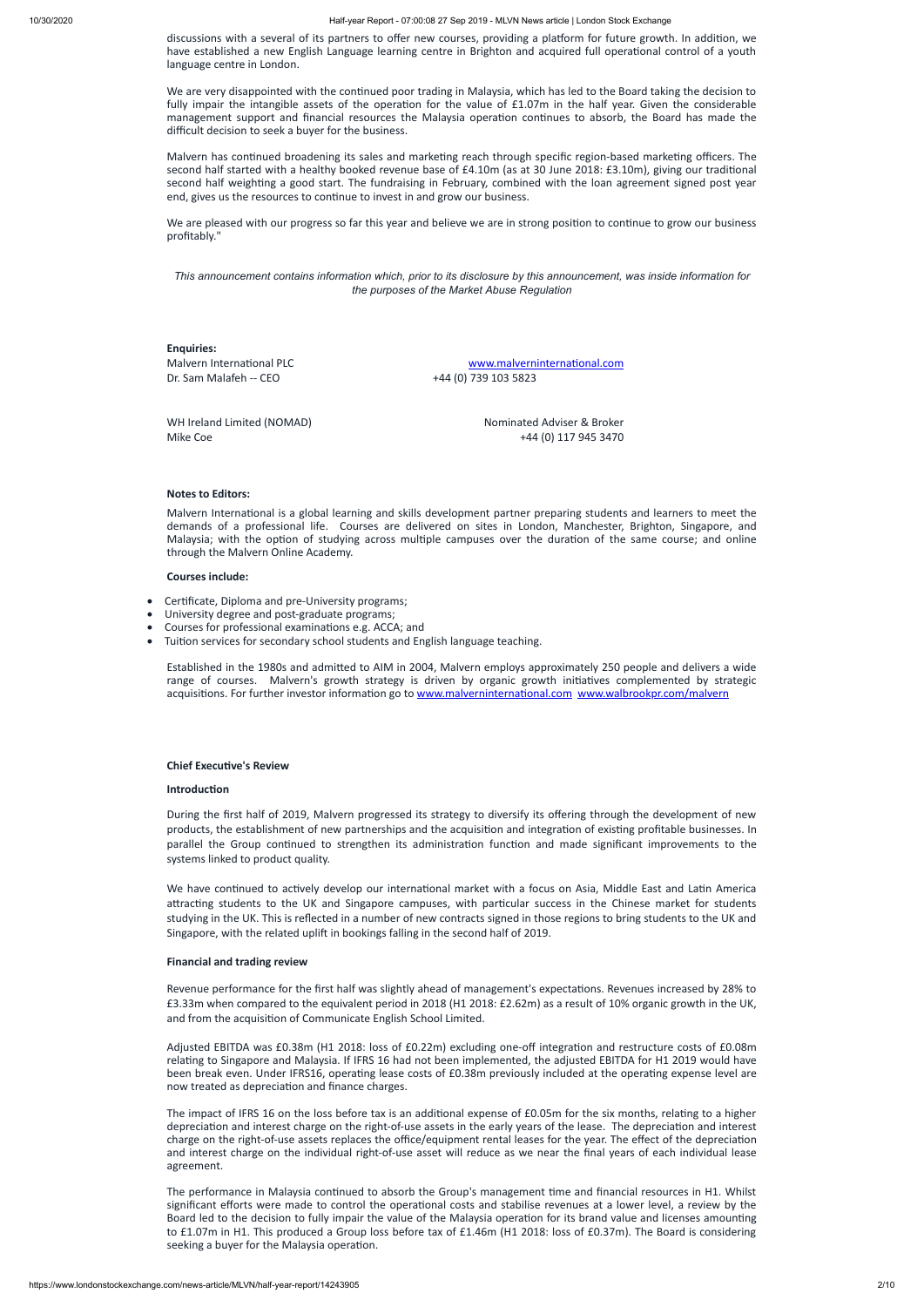discussions with a several of its partners to offer new courses, providing a platform for future growth. In addition, we have established a new English Language learning centre in Brighton and acquired full operational control of a youth language centre in London.

We are very disappointed with the continued poor trading in Malaysia, which has led to the Board taking the decision to fully impair the intangible assets of the operation for the value of £1.07m in the half year. Given the considerable management support and financial resources the Malaysia operation continues to absorb, the Board has made the difficult decision to seek a buyer for the business.

Malvern has continued broadening its sales and marketing reach through specific region-based marketing officers. The second half started with a healthy booked revenue base of £4.10m (as at 30 June 2018: £3.10m), giving our traditional second half weighting a good start. The fundraising in February, combined with the loan agreement signed post year end, gives us the resources to continue to invest in and grow our business.

We are pleased with our progress so far this year and believe we are in strong position to continue to grow our business profitably."

*This announcement contains information which, prior to its disclosure by this announcement, was inside information for the purposes of the Market Abuse Regulation*

**Enquiries:**

| | |
|---|---|
| Malvern International PLC | www.malverninternational.com |
| Dr. Sam Malafeh -- CEO | +44 (0) 739 103 5823 |
| | |
| WH Ireland Limited (NOMAD) | Nominated Adviser & Broker |
| Mike Coe | +44 (0) 117 945 3470 |

**Notes to Editors:**

Malvern International is a global learning and skills development partner preparing students and learners to meet the demands of a professional life. Courses are delivered on sites in London, Manchester, Brighton, Singapore, and Malaysia; with the option of studying across multiple campuses over the duration of the same course; and online through the Malvern Online Academy.

**Courses include:**

- Certificate, Diploma and pre-University programs;
- University degree and post-graduate programs;
- Courses for professional examinations e.g. ACCA; and
- Tuition services for secondary school students and English language teaching.

Established in the 1980s and admitted to AIM in 2004, Malvern employs approximately 250 people and delivers a wide range of courses. Malvern's growth strategy is driven by organic growth initiatives complemented by strategic acquisitions. For further investor information go to www.malverninternational.com www.walbrookpr.com/malvern

## Chief Executive's Review

### Introduction

During the first half of 2019, Malvern progressed its strategy to diversify its offering through the development of new products, the establishment of new partnerships and the acquisition and integration of existing profitable businesses. In parallel the Group continued to strengthen its administration function and made significant improvements to the systems linked to product quality.

We have continued to actively develop our international market with a focus on Asia, Middle East and Latin America attracting students to the UK and Singapore campuses, with particular success in the Chinese market for students studying in the UK. This is reflected in a number of new contracts signed in those regions to bring students to the UK and Singapore, with the related uplift in bookings falling in the second half of 2019.

### Financial and trading review

Revenue performance for the first half was slightly ahead of management's expectations. Revenues increased by 28% to £3.33m when compared to the equivalent period in 2018 (H1 2018: £2.62m) as a result of 10% organic growth in the UK, and from the acquisition of Communicate English School Limited.

Adjusted EBITDA was £0.38m (H1 2018: loss of £0.22m) excluding one-off integration and restructure costs of £0.08m relating to Singapore and Malaysia. If IFRS 16 had not been implemented, the adjusted EBITDA for H1 2019 would have been break even. Under IFRS16, operating lease costs of £0.38m previously included at the operating expense level are now treated as depreciation and finance charges.

The impact of IFRS 16 on the loss before tax is an additional expense of £0.05m for the six months, relating to a higher depreciation and interest charge on the right-of-use assets in the early years of the lease. The depreciation and interest charge on the right-of-use assets replaces the office/equipment rental leases for the year. The effect of the depreciation and interest charge on the individual right-of-use asset will reduce as we near the final years of each individual lease agreement.

The performance in Malaysia continued to absorb the Group's management time and financial resources in H1. Whilst significant efforts were made to control the operational costs and stabilise revenues at a lower level, a review by the Board led to the decision to fully impair the value of the Malaysia operation for its brand value and licenses amounting to £1.07m in H1. This produced a Group loss before tax of £1.46m (H1 2018: loss of £0.37m). The Board is considering seeking a buyer for the Malaysia operation.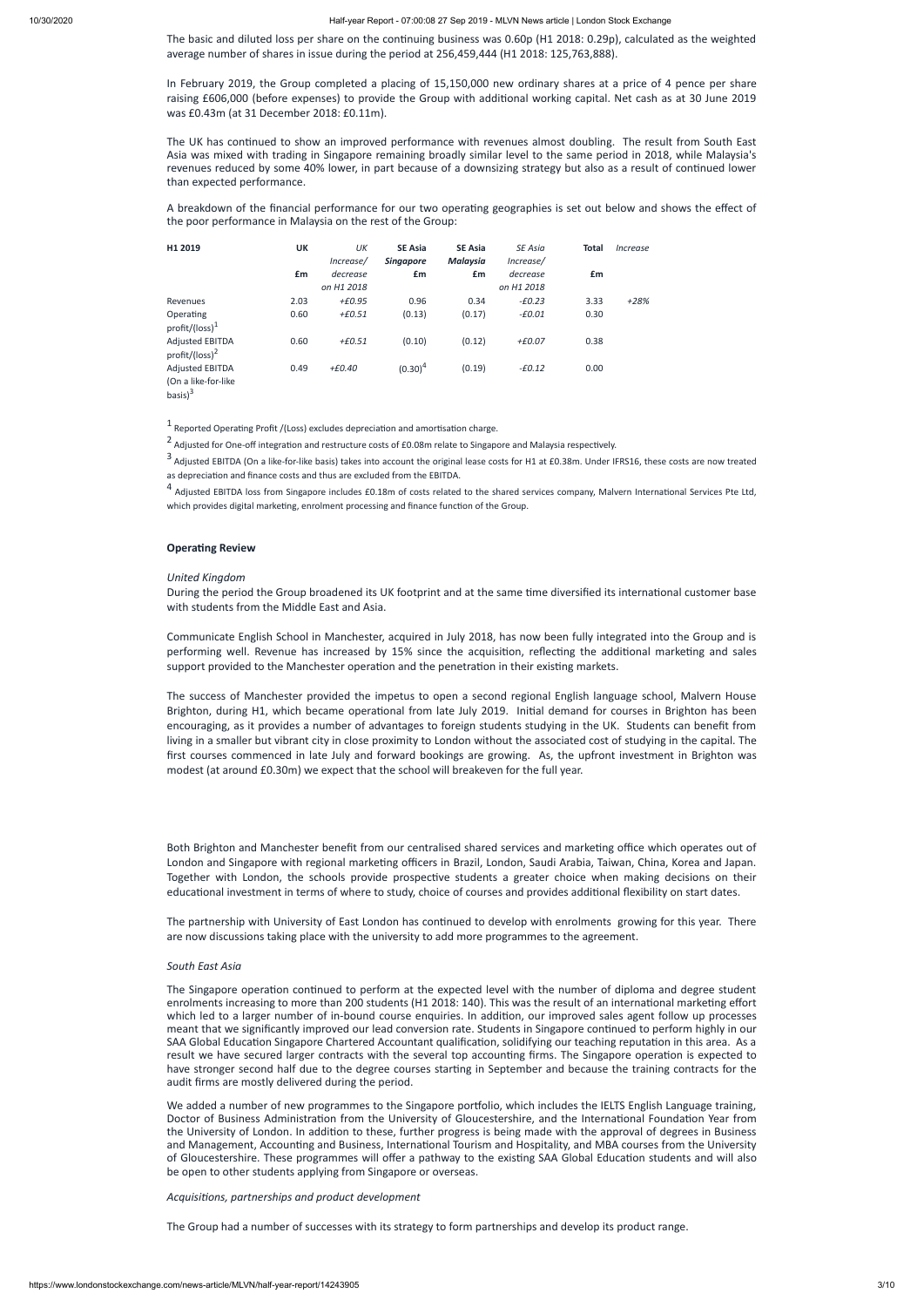The basic and diluted loss per share on the continuing business was 0.60p (H1 2018: 0.29p), calculated as the weighted average number of shares in issue during the period at 256,459,444 (H1 2018: 125,763,888).

In February 2019, the Group completed a placing of 15,150,000 new ordinary shares at a price of 4 pence per share raising £606,000 (before expenses) to provide the Group with additional working capital. Net cash as at 30 June 2019 was £0.43m (at 31 December 2018: £0.11m).

The UK has continued to show an improved performance with revenues almost doubling. The result from South East Asia was mixed with trading in Singapore remaining broadly similar level to the same period in 2018, while Malaysia's revenues reduced by some 40% lower, in part because of a downsizing strategy but also as a result of continued lower than expected performance.

A breakdown of the financial performance for our two operating geographies is set out below and shows the effect of the poor performance in Malaysia on the rest of the Group:

| H1 2019 | UK | *UK* | SE Asia | SE Asia | *SE Asia* | Total | *Increase* |
|---|---|---|---|---|---|---|---|
| | £m | *Increase/ decrease on H1 2018* | *Singapore* £m | *Malaysia* £m | *Increase/ decrease on H1 2018* | £m | |
| Revenues | 2.03 | *+£0.95* | 0.96 | 0.34 | *-£0.23* | 3.33 | *+28%* |
| Operating profit/(loss)[1] | 0.60 | *+£0.51* | (0.13) | (0.17) | *-£0.01* | 0.30 | |
| Adjusted EBITDA profit/(loss)[2] | 0.60 | *+£0.51* | (0.10) | (0.12) | *+£0.07* | 0.38 | |
| Adjusted EBITDA (On a like-for-like basis)[3] | 0.49 | *+£0.40* | (0.30)[4] | (0.19) | *-£0.12* | 0.00 | |

[1] Reported Operating Profit /(Loss) excludes depreciation and amortisation charge.

[2] Adjusted for One-off integration and restructure costs of £0.08m relate to Singapore and Malaysia respectively.

[3] Adjusted EBITDA (On a like-for-like basis) takes into account the original lease costs for H1 at £0.38m. Under IFRS16, these costs are now treated as depreciation and finance costs and thus are excluded from the EBITDA.

[4] Adjusted EBITDA loss from Singapore includes £0.18m of costs related to the shared services company, Malvern International Services Pte Ltd, which provides digital marketing, enrolment processing and finance function of the Group.

**Operating Review**

*United Kingdom*

During the period the Group broadened its UK footprint and at the same time diversified its international customer base with students from the Middle East and Asia.

Communicate English School in Manchester, acquired in July 2018, has now been fully integrated into the Group and is performing well. Revenue has increased by 15% since the acquisition, reflecting the additional marketing and sales support provided to the Manchester operation and the penetration in their existing markets.

The success of Manchester provided the impetus to open a second regional English language school, Malvern House Brighton, during H1, which became operational from late July 2019. Initial demand for courses in Brighton has been encouraging, as it provides a number of advantages to foreign students studying in the UK. Students can benefit from living in a smaller but vibrant city in close proximity to London without the associated cost of studying in the capital. The first courses commenced in late July and forward bookings are growing. As, the upfront investment in Brighton was modest (at around £0.30m) we expect that the school will breakeven for the full year.

Both Brighton and Manchester benefit from our centralised shared services and marketing office which operates out of London and Singapore with regional marketing officers in Brazil, London, Saudi Arabia, Taiwan, China, Korea and Japan. Together with London, the schools provide prospective students a greater choice when making decisions on their educational investment in terms of where to study, choice of courses and provides additional flexibility on start dates.

The partnership with University of East London has continued to develop with enrolments growing for this year. There are now discussions taking place with the university to add more programmes to the agreement.

*South East Asia*

The Singapore operation continued to perform at the expected level with the number of diploma and degree student enrolments increasing to more than 200 students (H1 2018: 140). This was the result of an international marketing effort which led to a larger number of in-bound course enquiries. In addition, our improved sales agent follow up processes meant that we significantly improved our lead conversion rate. Students in Singapore continued to perform highly in our SAA Global Education Singapore Chartered Accountant qualification, solidifying our teaching reputation in this area. As a result we have secured larger contracts with the several top accounting firms. The Singapore operation is expected to have stronger second half due to the degree courses starting in September and because the training contracts for the audit firms are mostly delivered during the period.

We added a number of new programmes to the Singapore portfolio, which includes the IELTS English Language training, Doctor of Business Administration from the University of Gloucestershire, and the International Foundation Year from the University of London. In addition to these, further progress is being made with the approval of degrees in Business and Management, Accounting and Business, International Tourism and Hospitality, and MBA courses from the University of Gloucestershire. These programmes will offer a pathway to the existing SAA Global Education students and will also be open to other students applying from Singapore or overseas.

*Acquisitions, partnerships and product development*

The Group had a number of successes with its strategy to form partnerships and develop its product range.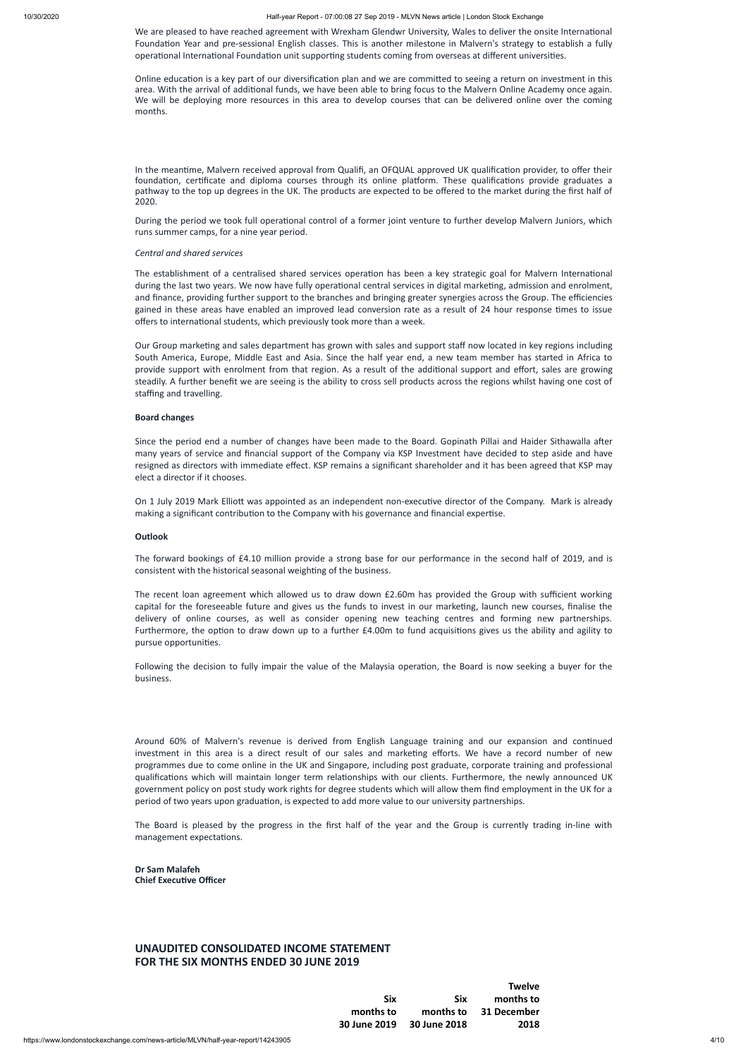We are pleased to have reached agreement with Wrexham Glendwr University, Wales to deliver the onsite International Foundation Year and pre-sessional English classes. This is another milestone in Malvern's strategy to establish a fully operational International Foundation unit supporting students coming from overseas at different universities.

Online education is a key part of our diversification plan and we are committed to seeing a return on investment in this area. With the arrival of additional funds, we have been able to bring focus to the Malvern Online Academy once again. We will be deploying more resources in this area to develop courses that can be delivered online over the coming months.

In the meantime, Malvern received approval from Qualifi, an OFQUAL approved UK qualification provider, to offer their foundation, certificate and diploma courses through its online platform. These qualifications provide graduates a pathway to the top up degrees in the UK. The products are expected to be offered to the market during the first half of 2020.

During the period we took full operational control of a former joint venture to further develop Malvern Juniors, which runs summer camps, for a nine year period.

*Central and shared services*

The establishment of a centralised shared services operation has been a key strategic goal for Malvern International during the last two years. We now have fully operational central services in digital marketing, admission and enrolment, and finance, providing further support to the branches and bringing greater synergies across the Group. The efficiencies gained in these areas have enabled an improved lead conversion rate as a result of 24 hour response times to issue offers to international students, which previously took more than a week.

Our Group marketing and sales department has grown with sales and support staff now located in key regions including South America, Europe, Middle East and Asia. Since the half year end, a new team member has started in Africa to provide support with enrolment from that region. As a result of the additional support and effort, sales are growing steadily. A further benefit we are seeing is the ability to cross sell products across the regions whilst having one cost of staffing and travelling.

**Board changes**

Since the period end a number of changes have been made to the Board. Gopinath Pillai and Haider Sithawalla after many years of service and financial support of the Company via KSP Investment have decided to step aside and have resigned as directors with immediate effect. KSP remains a significant shareholder and it has been agreed that KSP may elect a director if it chooses.

On 1 July 2019 Mark Elliott was appointed as an independent non-executive director of the Company. Mark is already making a significant contribution to the Company with his governance and financial expertise.

**Outlook**

The forward bookings of £4.10 million provide a strong base for our performance in the second half of 2019, and is consistent with the historical seasonal weighting of the business.

The recent loan agreement which allowed us to draw down £2.60m has provided the Group with sufficient working capital for the foreseeable future and gives us the funds to invest in our marketing, launch new courses, finalise the delivery of online courses, as well as consider opening new teaching centres and forming new partnerships. Furthermore, the option to draw down up to a further £4.00m to fund acquisitions gives us the ability and agility to pursue opportunities.

Following the decision to fully impair the value of the Malaysia operation, the Board is now seeking a buyer for the business.

Around 60% of Malvern's revenue is derived from English Language training and our expansion and continued investment in this area is a direct result of our sales and marketing efforts. We have a record number of new programmes due to come online in the UK and Singapore, including post graduate, corporate training and professional qualifications which will maintain longer term relationships with our clients. Furthermore, the newly announced UK government policy on post study work rights for degree students which will allow them find employment in the UK for a period of two years upon graduation, is expected to add more value to our university partnerships.

The Board is pleased by the progress in the first half of the year and the Group is currently trading in-line with management expectations.

**Dr Sam Malafeh**
**Chief Executive Officer**

## UNAUDITED CONSOLIDATED INCOME STATEMENT FOR THE SIX MONTHS ENDED 30 JUNE 2019

| | Six months to 30 June 2019 | Six months to 30 June 2018 | Twelve months to 31 December 2018 |
|---|---|---|---|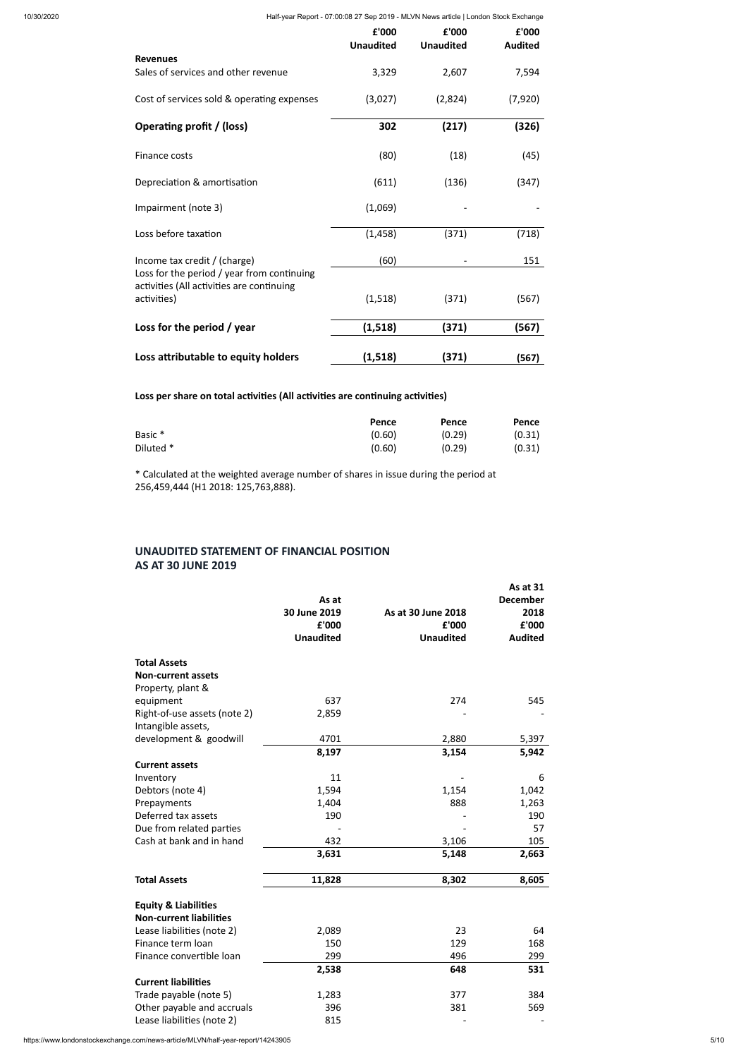| | £'000 Unaudited | £'000 Unaudited | £'000 Audited |
|---|---|---|---|
| **Revenues** | | | |
| Sales of services and other revenue | 3,329 | 2,607 | 7,594 |
| Cost of services sold & operating expenses | (3,027) | (2,824) | (7,920) |
| **Operating profit / (loss)** | **302** | **(217)** | **(326)** |
| Finance costs | (80) | (18) | (45) |
| Depreciation & amortisation | (611) | (136) | (347) |
| Impairment (note 3) | (1,069) | - | - |
| Loss before taxation | (1,458) | (371) | (718) |
| Income tax credit / (charge) | (60) | - | 151 |
| Loss for the period / year from continuing activities (All activities are continuing activities) | (1,518) | (371) | (567) |
| **Loss for the period / year** | **(1,518)** | **(371)** | **(567)** |
| **Loss attributable to equity holders** | **(1,518)** | **(371)** | **(567)** |

**Loss per share on total activities (All activities are continuing activities)**

| | Pence | Pence | Pence |
|---|---|---|---|
| Basic * | (0.60) | (0.29) | (0.31) |
| Diluted * | (0.60) | (0.29) | (0.31) |

* Calculated at the weighted average number of shares in issue during the period at 256,459,444 (H1 2018: 125,763,888).

## UNAUDITED STATEMENT OF FINANCIAL POSITION AS AT 30 JUNE 2019

| | As at 30 June 2019 £'000 Unaudited | As at 30 June 2018 £'000 Unaudited | As at 31 December 2018 £'000 Audited |
|---|---|---|---|
| **Total Assets** | | | |
| **Non-current assets** | | | |
| Property, plant & equipment | 637 | 274 | 545 |
| Right-of-use assets (note 2) | 2,859 | - | - |
| Intangible assets, development & goodwill | 4701 | 2,880 | 5,397 |
| | **8,197** | **3,154** | **5,942** |
| **Current assets** | | | |
| Inventory | 11 | - | 6 |
| Debtors (note 4) | 1,594 | 1,154 | 1,042 |
| Prepayments | 1,404 | 888 | 1,263 |
| Deferred tax assets | 190 | - | 190 |
| Due from related parties | - | - | 57 |
| Cash at bank and in hand | 432 | 3,106 | 105 |
| | **3,631** | **5,148** | **2,663** |
| **Total Assets** | **11,828** | **8,302** | **8,605** |
| **Equity & Liabilities** | | | |
| **Non-current liabilities** | | | |
| Lease liabilities (note 2) | 2,089 | 23 | 64 |
| Finance term loan | 150 | 129 | 168 |
| Finance convertible loan | 299 | 496 | 299 |
| | **2,538** | **648** | **531** |
| **Current liabilities** | | | |
| Trade payable (note 5) | 1,283 | 377 | 384 |
| Other payable and accruals | 396 | 381 | 569 |
| Lease liabilities (note 2) | 815 | - | - |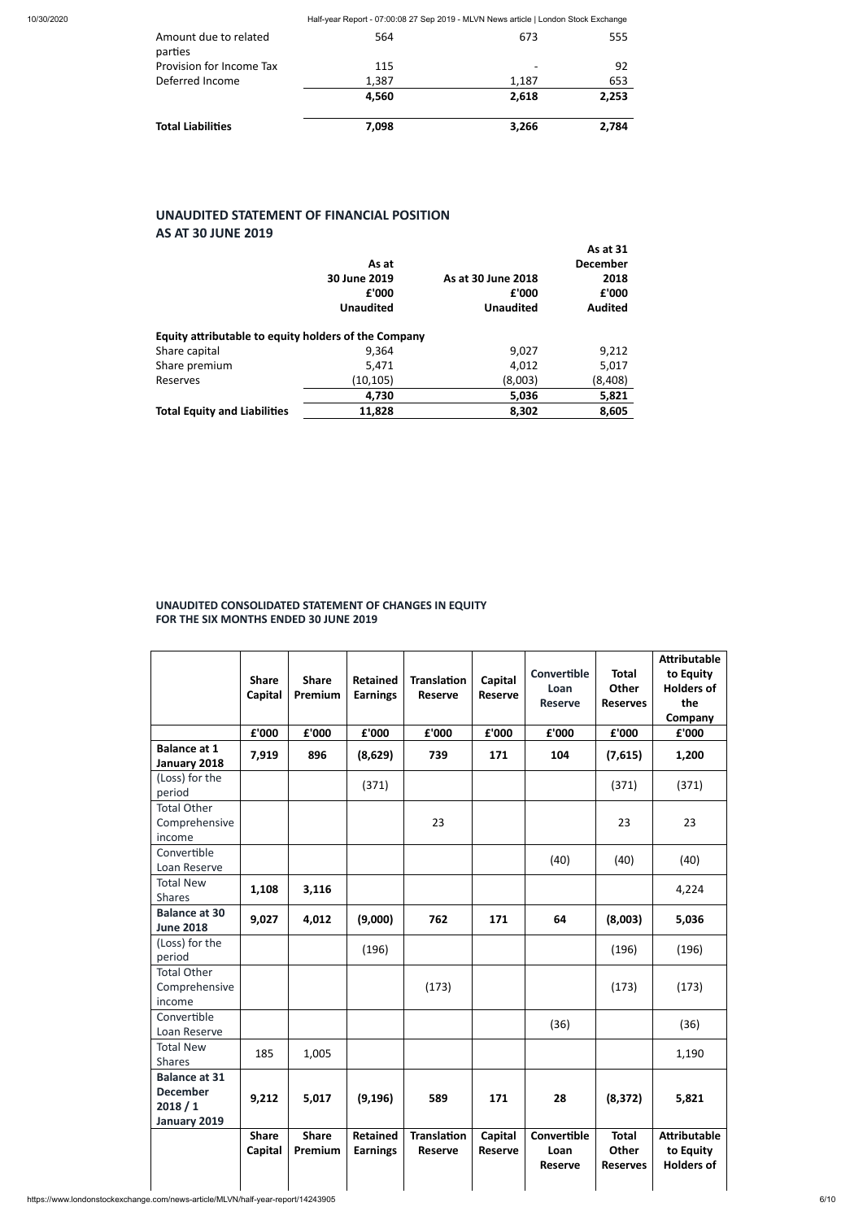| | | | |
|---|---|---|---|
| Amount due to related parties | 564 | 673 | 555 |
| Provision for Income Tax | 115 | - | 92 |
| Deferred Income | 1,387 | 1,187 | 653 |
| | **4,560** | **2,618** | **2,253** |
| **Total Liabilities** | **7,098** | **3,266** | **2,784** |

## UNAUDITED STATEMENT OF FINANCIAL POSITION
## AS AT 30 JUNE 2019

| | **As at 30 June 2019 £'000 Unaudited** | **As at 30 June 2018 £'000 Unaudited** | **As at 31 December 2018 £'000 Audited** |
|---|---|---|---|
| **Equity attributable to equity holders of the Company** | | | |
| Share capital | 9,364 | 9,027 | 9,212 |
| Share premium | 5,471 | 4,012 | 5,017 |
| Reserves | (10,105) | (8,003) | (8,408) |
| | **4,730** | **5,036** | **5,821** |
| **Total Equity and Liabilities** | **11,828** | **8,302** | **8,605** |

### UNAUDITED CONSOLIDATED STATEMENT OF CHANGES IN EQUITY
### FOR THE SIX MONTHS ENDED 30 JUNE 2019

| | **Share Capital** | **Share Premium** | **Retained Earnings** | **Translation Reserve** | **Capital Reserve** | **Convertible Loan Reserve** | **Total Other Reserves** | **Attributable to Equity Holders of the Company** |
|---|---|---|---|---|---|---|---|---|
| | **£'000** | **£'000** | **£'000** | **£'000** | **£'000** | **£'000** | **£'000** | **£'000** |
| **Balance at 1 January 2018** | **7,919** | **896** | **(8,629)** | **739** | **171** | **104** | **(7,615)** | **1,200** |
| (Loss) for the period | | | (371) | | | | (371) | (371) |
| Total Other Comprehensive income | | | | 23 | | | 23 | 23 |
| Convertible Loan Reserve | | | | | | (40) | (40) | (40) |
| Total New Shares | **1,108** | **3,116** | | | | | | 4,224 |
| **Balance at 30 June 2018** | **9,027** | **4,012** | **(9,000)** | **762** | **171** | **64** | **(8,003)** | **5,036** |
| (Loss) for the period | | | (196) | | | | (196) | (196) |
| Total Other Comprehensive income | | | | (173) | | | (173) | (173) |
| Convertible Loan Reserve | | | | | | (36) | | (36) |
| Total New Shares | 185 | 1,005 | | | | | | 1,190 |
| **Balance at 31 December 2018 / 1 January 2019** | **9,212** | **5,017** | **(9,196)** | **589** | **171** | **28** | **(8,372)** | **5,821** |
| | **Share Capital** | **Share Premium** | **Retained Earnings** | **Translation Reserve** | **Capital Reserve** | **Convertible Loan Reserve** | **Total Other Reserves** | **Attributable to Equity Holders of** |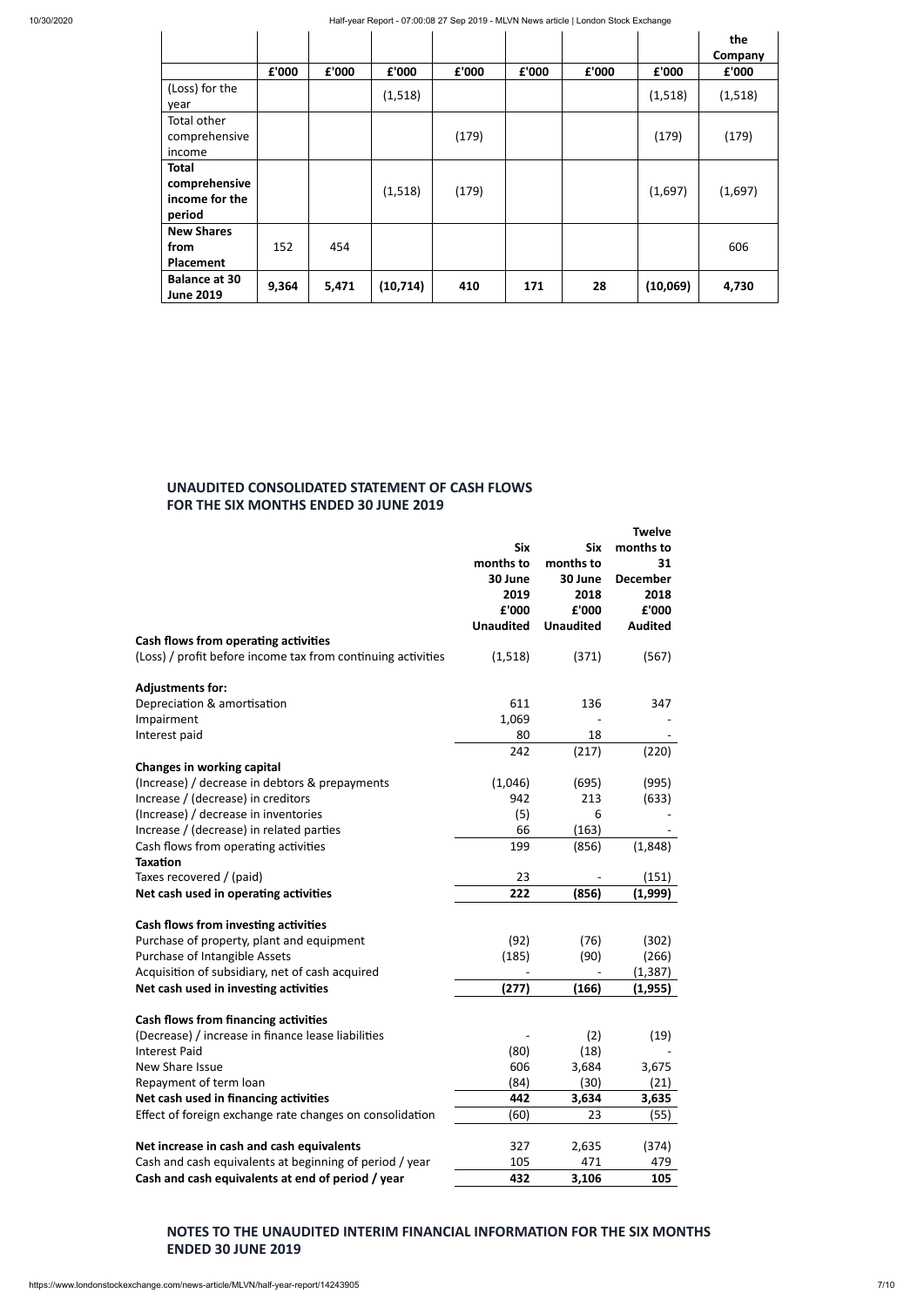| | | | | | | | | the Company |
|---|---|---|---|---|---|---|---|---|
| | £'000 | £'000 | £'000 | £'000 | £'000 | £'000 | £'000 | £'000 |
| (Loss) for the year | | | (1,518) | | | | (1,518) | (1,518) |
| Total other comprehensive income | | | | (179) | | | (179) | (179) |
| **Total comprehensive income for the period** | | | (1,518) | (179) | | | (1,697) | (1,697) |
| **New Shares from Placement** | 152 | 454 | | | | | | 606 |
| **Balance at 30 June 2019** | **9,364** | **5,471** | **(10,714)** | **410** | **171** | **28** | **(10,069)** | **4,730** |

## UNAUDITED CONSOLIDATED STATEMENT OF CASH FLOWS FOR THE SIX MONTHS ENDED 30 JUNE 2019

| | Six months to 30 June 2019 £'000 Unaudited | Six months to 30 June 2018 £'000 Unaudited | Twelve months to 31 December 2018 £'000 Audited |
|---|---|---|---|
| **Cash flows from operating activities** | | | |
| (Loss) / profit before income tax from continuing activities | (1,518) | (371) | (567) |
| **Adjustments for:** | | | |
| Depreciation & amortisation | 611 | 136 | 347 |
| Impairment | 1,069 | - | - |
| Interest paid | 80 | 18 | - |
| | 242 | (217) | (220) |
| **Changes in working capital** | | | |
| (Increase) / decrease in debtors & prepayments | (1,046) | (695) | (995) |
| Increase / (decrease) in creditors | 942 | 213 | (633) |
| (Increase) / decrease in inventories | (5) | 6 | - |
| Increase / (decrease) in related parties | 66 | (163) | - |
| Cash flows from operating activities | 199 | (856) | (1,848) |
| **Taxation** | | | |
| Taxes recovered / (paid) | 23 | - | (151) |
| **Net cash used in operating activities** | **222** | **(856)** | **(1,999)** |
| **Cash flows from investing activities** | | | |
| Purchase of property, plant and equipment | (92) | (76) | (302) |
| Purchase of Intangible Assets | (185) | (90) | (266) |
| Acquisition of subsidiary, net of cash acquired | - | - | (1,387) |
| **Net cash used in investing activities** | **(277)** | **(166)** | **(1,955)** |
| **Cash flows from financing activities** | | | |
| (Decrease) / increase in finance lease liabilities | - | (2) | (19) |
| Interest Paid | (80) | (18) | - |
| New Share Issue | 606 | 3,684 | 3,675 |
| Repayment of term loan | (84) | (30) | (21) |
| **Net cash used in financing activities** | **442** | **3,634** | **3,635** |
| Effect of foreign exchange rate changes on consolidation | (60) | 23 | (55) |
| **Net increase in cash and cash equivalents** | 327 | 2,635 | (374) |
| Cash and cash equivalents at beginning of period / year | 105 | 471 | 479 |
| **Cash and cash equivalents at end of period / year** | **432** | **3,106** | **105** |

## NOTES TO THE UNAUDITED INTERIM FINANCIAL INFORMATION FOR THE SIX MONTHS ENDED 30 JUNE 2019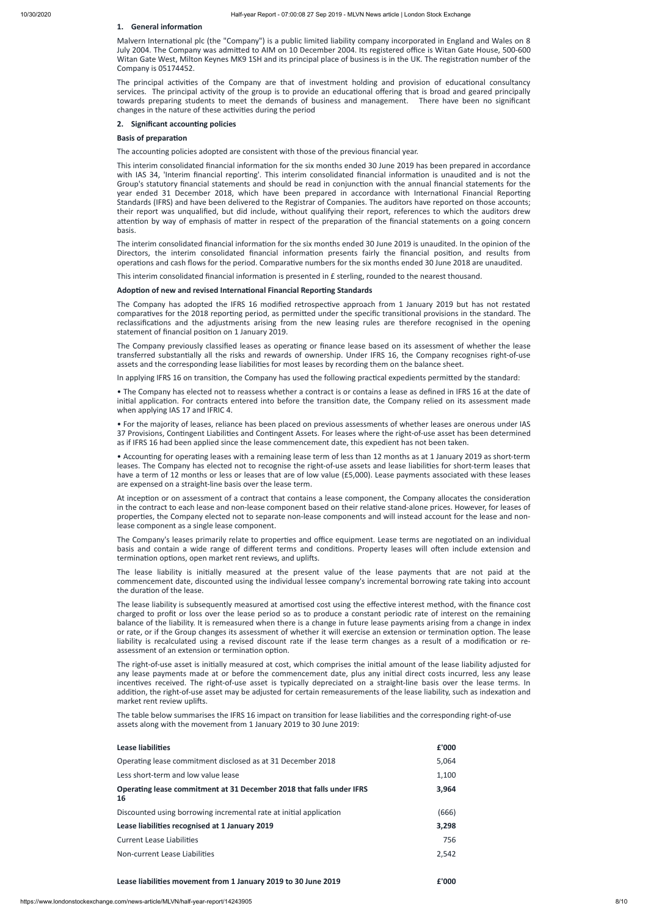## 1. General information

Malvern International plc (the "Company") is a public limited liability company incorporated in England and Wales on 8 July 2004. The Company was admitted to AIM on 10 December 2004. Its registered office is Witan Gate House, 500-600 Witan Gate West, Milton Keynes MK9 1SH and its principal place of business is in the UK. The registration number of the Company is 05174452.

The principal activities of the Company are that of investment holding and provision of educational consultancy services. The principal activity of the group is to provide an educational offering that is broad and geared principally towards preparing students to meet the demands of business and management. There have been no significant changes in the nature of these activities during the period

## 2. Significant accounting policies

### Basis of preparation

The accounting policies adopted are consistent with those of the previous financial year.

This interim consolidated financial information for the six months ended 30 June 2019 has been prepared in accordance with IAS 34, 'Interim financial reporting'. This interim consolidated financial information is unaudited and is not the Group's statutory financial statements and should be read in conjunction with the annual financial statements for the year ended 31 December 2018, which have been prepared in accordance with International Financial Reporting Standards (IFRS) and have been delivered to the Registrar of Companies. The auditors have reported on those accounts; their report was unqualified, but did include, without qualifying their report, references to which the auditors drew attention by way of emphasis of matter in respect of the preparation of the financial statements on a going concern basis.

The interim consolidated financial information for the six months ended 30 June 2019 is unaudited. In the opinion of the Directors, the interim consolidated financial information presents fairly the financial position, and results from operations and cash flows for the period. Comparative numbers for the six months ended 30 June 2018 are unaudited.

This interim consolidated financial information is presented in £ sterling, rounded to the nearest thousand.

### Adoption of new and revised International Financial Reporting Standards

The Company has adopted the IFRS 16 modified retrospective approach from 1 January 2019 but has not restated comparatives for the 2018 reporting period, as permitted under the specific transitional provisions in the standard. The reclassifications and the adjustments arising from the new leasing rules are therefore recognised in the opening statement of financial position on 1 January 2019.

The Company previously classified leases as operating or finance lease based on its assessment of whether the lease transferred substantially all the risks and rewards of ownership. Under IFRS 16, the Company recognises right-of-use assets and the corresponding lease liabilities for most leases by recording them on the balance sheet.

In applying IFRS 16 on transition, the Company has used the following practical expedients permitted by the standard:

- The Company has elected not to reassess whether a contract is or contains a lease as defined in IFRS 16 at the date of initial application. For contracts entered into before the transition date, the Company relied on its assessment made when applying IAS 17 and IFRIC 4.
- For the majority of leases, reliance has been placed on previous assessments of whether leases are onerous under IAS 37 Provisions, Contingent Liabilities and Contingent Assets. For leases where the right-of-use asset has been determined as if IFRS 16 had been applied since the lease commencement date, this expedient has not been taken.
- Accounting for operating leases with a remaining lease term of less than 12 months as at 1 January 2019 as short-term leases. The Company has elected not to recognise the right-of-use assets and lease liabilities for short-term leases that have a term of 12 months or less or leases that are of low value (£5,000). Lease payments associated with these leases are expensed on a straight-line basis over the lease term.

At inception or on assessment of a contract that contains a lease component, the Company allocates the consideration in the contract to each lease and non-lease component based on their relative stand-alone prices. However, for leases of properties, the Company elected not to separate non-lease components and will instead account for the lease and non-lease component as a single lease component.

The Company's leases primarily relate to properties and office equipment. Lease terms are negotiated on an individual basis and contain a wide range of different terms and conditions. Property leases will often include extension and termination options, open market rent reviews, and uplifts.

The lease liability is initially measured at the present value of the lease payments that are not paid at the commencement date, discounted using the individual lessee company's incremental borrowing rate taking into account the duration of the lease.

The lease liability is subsequently measured at amortised cost using the effective interest method, with the finance cost charged to profit or loss over the lease period so as to produce a constant periodic rate of interest on the remaining balance of the liability. It is remeasured when there is a change in future lease payments arising from a change in index or rate, or if the Group changes its assessment of whether it will exercise an extension or termination option. The lease liability is recalculated using a revised discount rate if the lease term changes as a result of a modification or re-assessment of an extension or termination option.

The right-of-use asset is initially measured at cost, which comprises the initial amount of the lease liability adjusted for any lease payments made at or before the commencement date, plus any initial direct costs incurred, less any lease incentives received. The right-of-use asset is typically depreciated on a straight-line basis over the lease terms. In addition, the right-of-use asset may be adjusted for certain remeasurements of the lease liability, such as indexation and market rent review uplifts.

The table below summarises the IFRS 16 impact on transition for lease liabilities and the corresponding right-of-use assets along with the movement from 1 January 2019 to 30 June 2019:

| **Lease liabilities** | **£'000** |
|---|---|
| Operating lease commitment disclosed as at 31 December 2018 | 5,064 |
| Less short-term and low value lease | 1,100 |
| **Operating lease commitment at 31 December 2018 that falls under IFRS 16** | **3,964** |
| Discounted using borrowing incremental rate at initial application | (666) |
| **Lease liabilities recognised at 1 January 2019** | **3,298** |
| Current Lease Liabilities | 756 |
| Non-current Lease Liabilities | 2,542 |

| **Lease liabilities movement from 1 January 2019 to 30 June 2019** | **£'000** |
|---|---|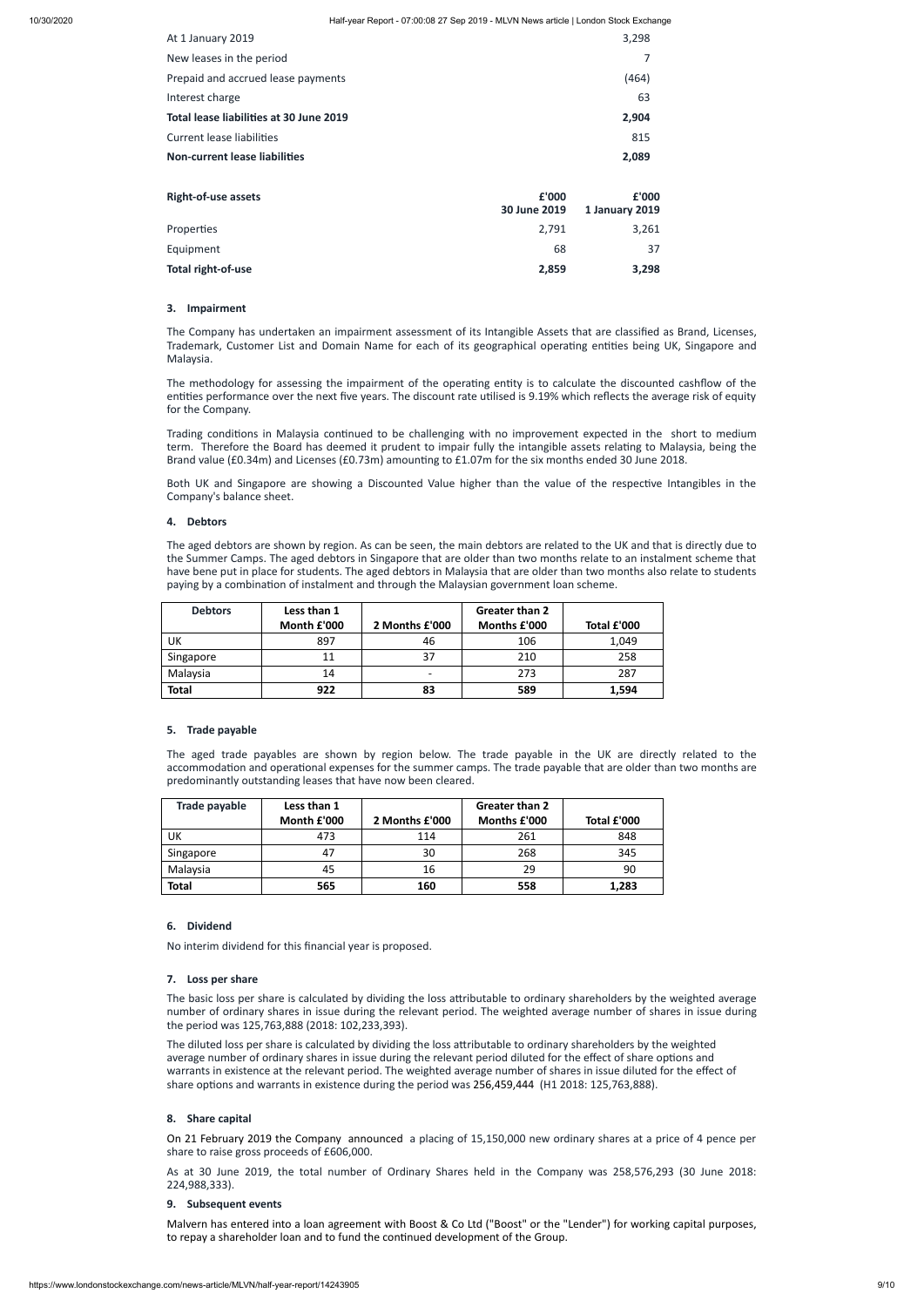| | |
|---|---|
| At 1 January 2019 | 3,298 |
| New leases in the period | 7 |
| Prepaid and accrued lease payments | (464) |
| Interest charge | 63 |
| **Total lease liabilities at 30 June 2019** | **2,904** |
| Current lease liabilities | 815 |
| **Non-current lease liabilities** | **2,089** |

| **Right-of-use assets** | **£'000 30 June 2019** | **£'000 1 January 2019** |
|---|---|---|
| Properties | 2,791 | 3,261 |
| Equipment | 68 | 37 |
| **Total right-of-use** | **2,859** | **3,298** |

### 3. Impairment

The Company has undertaken an impairment assessment of its Intangible Assets that are classified as Brand, Licenses, Trademark, Customer List and Domain Name for each of its geographical operating entities being UK, Singapore and Malaysia.

The methodology for assessing the impairment of the operating entity is to calculate the discounted cashflow of the entities performance over the next five years. The discount rate utilised is 9.19% which reflects the average risk of equity for the Company.

Trading conditions in Malaysia continued to be challenging with no improvement expected in the short to medium term. Therefore the Board has deemed it prudent to impair fully the intangible assets relating to Malaysia, being the Brand value (£0.34m) and Licenses (£0.73m) amounting to £1.07m for the six months ended 30 June 2018.

Both UK and Singapore are showing a Discounted Value higher than the value of the respective Intangibles in the Company's balance sheet.

### 4. Debtors

The aged debtors are shown by region. As can be seen, the main debtors are related to the UK and that is directly due to the Summer Camps. The aged debtors in Singapore that are older than two months relate to an instalment scheme that have bene put in place for students. The aged debtors in Malaysia that are older than two months also relate to students paying by a combination of instalment and through the Malaysian government loan scheme.

| Debtors | Less than 1 Month £'000 | 2 Months £'000 | Greater than 2 Months £'000 | Total £'000 |
|---|---|---|---|---|
| UK | 897 | 46 | 106 | 1,049 |
| Singapore | 11 | 37 | 210 | 258 |
| Malaysia | 14 | - | 273 | 287 |
| **Total** | **922** | **83** | **589** | **1,594** |

### 5. Trade payable

The aged trade payables are shown by region below. The trade payable in the UK are directly related to the accommodation and operational expenses for the summer camps. The trade payable that are older than two months are predominantly outstanding leases that have now been cleared.

| Trade payable | Less than 1 Month £'000 | 2 Months £'000 | Greater than 2 Months £'000 | Total £'000 |
|---|---|---|---|---|
| UK | 473 | 114 | 261 | 848 |
| Singapore | 47 | 30 | 268 | 345 |
| Malaysia | 45 | 16 | 29 | 90 |
| **Total** | **565** | **160** | **558** | **1,283** |

### 6. Dividend

No interim dividend for this financial year is proposed.

### 7. Loss per share

The basic loss per share is calculated by dividing the loss attributable to ordinary shareholders by the weighted average number of ordinary shares in issue during the relevant period. The weighted average number of shares in issue during the period was 125,763,888 (2018: 102,233,393).

The diluted loss per share is calculated by dividing the loss attributable to ordinary shareholders by the weighted average number of ordinary shares in issue during the relevant period diluted for the effect of share options and warrants in existence at the relevant period. The weighted average number of shares in issue diluted for the effect of share options and warrants in existence during the period was 256,459,444 (H1 2018: 125,763,888).

### 8. Share capital

On 21 February 2019 the Company announced a placing of 15,150,000 new ordinary shares at a price of 4 pence per share to raise gross proceeds of £606,000.

As at 30 June 2019, the total number of Ordinary Shares held in the Company was 258,576,293 (30 June 2018: 224,988,333).

### 9. Subsequent events

Malvern has entered into a loan agreement with Boost & Co Ltd ("Boost" or the "Lender") for working capital purposes, to repay a shareholder loan and to fund the continued development of the Group.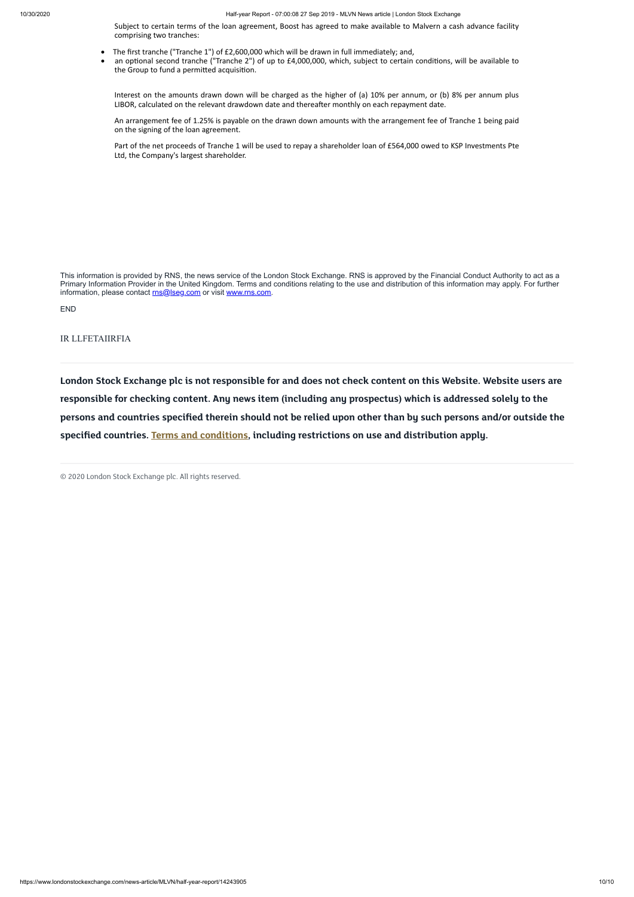Subject to certain terms of the loan agreement, Boost has agreed to make available to Malvern a cash advance facility comprising two tranches:

- The first tranche ("Tranche 1") of £2,600,000 which will be drawn in full immediately; and,
- an optional second tranche ("Tranche 2") of up to £4,000,000, which, subject to certain conditions, will be available to the Group to fund a permitted acquisition.

Interest on the amounts drawn down will be charged as the higher of (a) 10% per annum, or (b) 8% per annum plus LIBOR, calculated on the relevant drawdown date and thereafter monthly on each repayment date.

An arrangement fee of 1.25% is payable on the drawn down amounts with the arrangement fee of Tranche 1 being paid on the signing of the loan agreement.

Part of the net proceeds of Tranche 1 will be used to repay a shareholder loan of £564,000 owed to KSP Investments Pte Ltd, the Company's largest shareholder.

This information is provided by RNS, the news service of the London Stock Exchange. RNS is approved by the Financial Conduct Authority to act as a Primary Information Provider in the United Kingdom. Terms and conditions relating to the use and distribution of this information may apply. For further information, please contact rns@lseg.com or visit www.rns.com.

END

IR LLFETAIIRFIA

**London Stock Exchange plc is not responsible for and does not check content on this Website. Website users are responsible for checking content. Any news item (including any prospectus) which is addressed solely to the persons and countries specified therein should not be relied upon other than by such persons and/or outside the specified countries. Terms and conditions, including restrictions on use and distribution apply.**

© 2020 London Stock Exchange plc. All rights reserved.